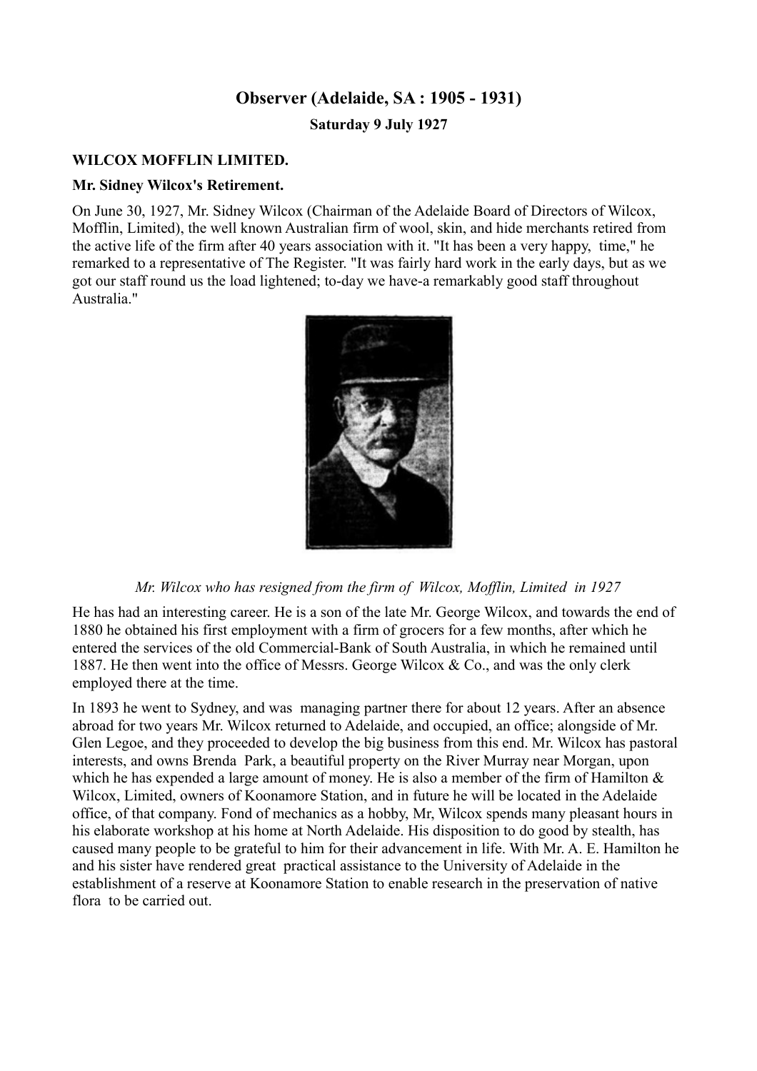# Observer (Adelaide, SA : 1905 - 1931)

**Saturday 9 July 1927**

**WILCOX MOFFLIN LIMITED.**

**Mr. Sidney Wilcox's Retirement.**

On June 30, 1927, Mr. Sidney Wilcox (Chairman of the Adelaide Board of Directors of Wilcox, Mofflin, Limited), the well known Australian firm of wool, skin, and hide merchants retired from the active life of the firm after 40 years association with it. "It has been a very happy, time," he remarked to a representative of The Register. "It was fairly hard work in the early days, but as we got our staff round us the load lightened; to-day we have-a remarkably good staff throughout Australia."

*Mr. Wilcox who has resigned from the firm of Wilcox, Mofflin, Limited in 1927*

He has had an interesting career. He is a son of the late Mr. George Wilcox, and towards the end of 1880 he obtained his first employment with a firm of grocers for a few months, after which he entered the services of the old Commercial-Bank of South Australia, in which he remained until 1887. He then went into the office of Messrs. George Wilcox & Co., and was the only clerk employed there at the time.

In 1893 he went to Sydney, and was managing partner there for about 12 years. After an absence abroad for two years Mr. Wilcox returned to Adelaide, and occupied, an office; alongside of Mr. Glen Legoe, and they proceeded to develop the big business from this end. Mr. Wilcox has pastoral interests, and owns Brenda Park, a beautiful property on the River Murray near Morgan, upon which he has expended a large amount of money. He is also a member of the firm of Hamilton & Wilcox, Limited, owners of Koonamore Station, and in future he will be located in the Adelaide office, of that company. Fond of mechanics as a hobby, Mr, Wilcox spends many pleasant hours in his elaborate workshop at his home at North Adelaide. His disposition to do good by stealth, has caused many people to be grateful to him for their advancement in life. With Mr. A. E. Hamilton he and his sister have rendered great practical assistance to the University of Adelaide in the establishment of a reserve at Koonamore Station to enable research in the preservation of native flora to be carried out.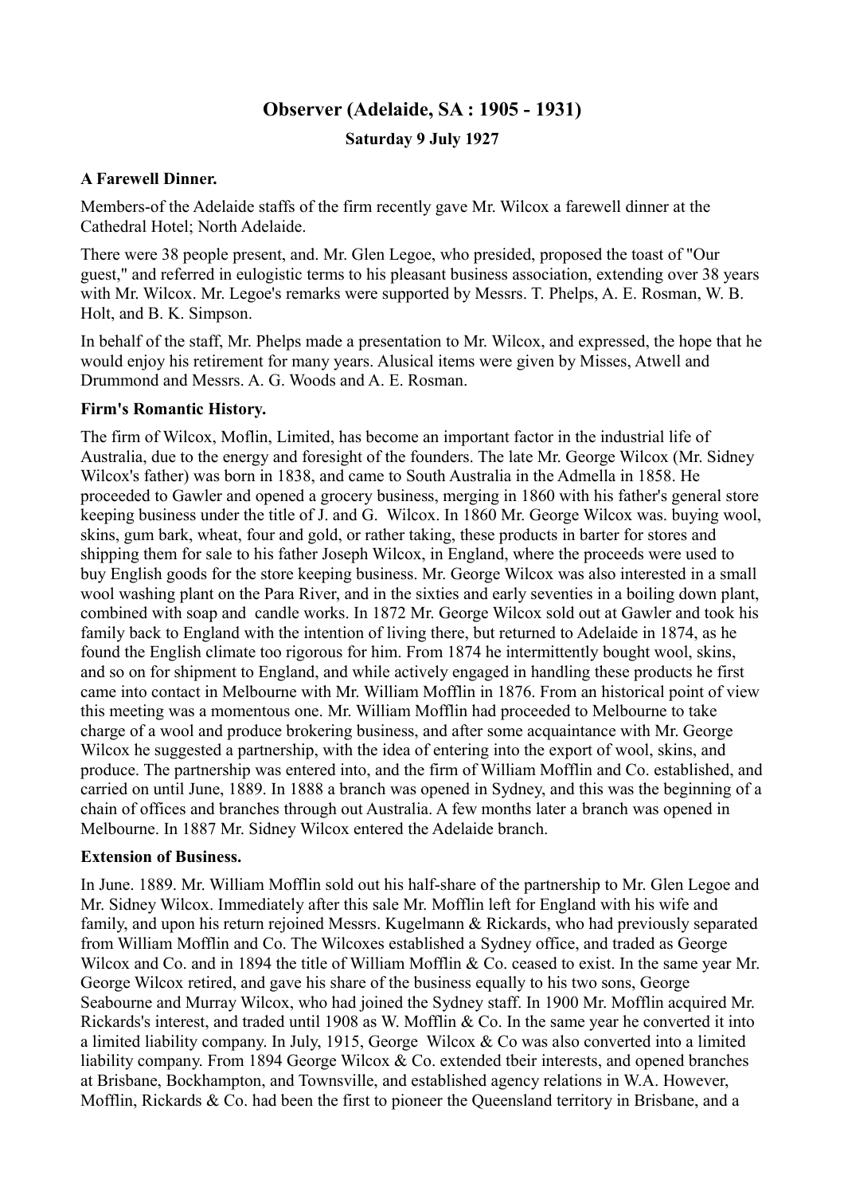# Observer (Adelaide, SA : 1905 - 1931)

**Saturday 9 July 1927**

**A Farewell Dinner.**

Members-of the Adelaide staffs of the firm recently gave Mr. Wilcox a farewell dinner at the Cathedral Hotel; North Adelaide.

There were 38 people present, and. Mr. Glen Legoe, who presided, proposed the toast of "Our guest," and referred in eulogistic terms to his pleasant business association, extending over 38 years with Mr. Wilcox. Mr. Legoe's remarks were supported by Messrs. T. Phelps, A. E. Rosman, W. B. Holt, and B. K. Simpson.

In behalf of the staff, Mr. Phelps made a presentation to Mr. Wilcox, and expressed, the hope that he would enjoy his retirement for many years. Alusical items were given by Misses, Atwell and Drummond and Messrs. A. G. Woods and A. E. Rosman.

**Firm's Romantic History.**

The firm of Wilcox, Moflin, Limited, has become an important factor in the industrial life of Australia, due to the energy and foresight of the founders. The late Mr. George Wilcox (Mr. Sidney Wilcox's father) was born in 1838, and came to South Australia in the Admella in 1858. He proceeded to Gawler and opened a grocery business, merging in 1860 with his father's general store keeping business under the title of J. and G. Wilcox. In 1860 Mr. George Wilcox was. buying wool, skins, gum bark, wheat, four and gold, or rather taking, these products in barter for stores and shipping them for sale to his father Joseph Wilcox, in England, where the proceeds were used to buy English goods for the store keeping business. Mr. George Wilcox was also interested in a small wool washing plant on the Para River, and in the sixties and early seventies in a boiling down plant, combined with soap and candle works. In 1872 Mr. George Wilcox sold out at Gawler and took his family back to England with the intention of living there, but returned to Adelaide in 1874, as he found the English climate too rigorous for him. From 1874 he intermittently bought wool, skins, and so on for shipment to England, and while actively engaged in handling these products he first came into contact in Melbourne with Mr. William Mofflin in 1876. From an historical point of view this meeting was a momentous one. Mr. William Mofflin had proceeded to Melbourne to take charge of a wool and produce brokering business, and after some acquaintance with Mr. George Wilcox he suggested a partnership, with the idea of entering into the export of wool, skins, and produce. The partnership was entered into, and the firm of William Mofflin and Co. established, and carried on until June, 1889. In 1888 a branch was opened in Sydney, and this was the beginning of a chain of offices and branches through out Australia. A few months later a branch was opened in Melbourne. In 1887 Mr. Sidney Wilcox entered the Adelaide branch.

**Extension of Business.**

In June. 1889. Mr. William Mofflin sold out his half-share of the partnership to Mr. Glen Legoe and Mr. Sidney Wilcox. Immediately after this sale Mr. Mofflin left for England with his wife and family, and upon his return rejoined Messrs. Kugelmann & Rickards, who had previously separated from William Mofflin and Co. The Wilcoxes established a Sydney office, and traded as George Wilcox and Co. and in 1894 the title of William Mofflin & Co. ceased to exist. In the same year Mr. George Wilcox retired, and gave his share of the business equally to his two sons, George Seabourne and Murray Wilcox, who had joined the Sydney staff. In 1900 Mr. Mofflin acquired Mr. Rickards's interest, and traded until 1908 as W. Mofflin & Co. In the same year he converted it into a limited liability company. In July, 1915, George Wilcox & Co was also converted into a limited liability company. From 1894 George Wilcox & Co. extended tbeir interests, and opened branches at Brisbane, Bockhampton, and Townsville, and established agency relations in W.A. However, Mofflin, Rickards & Co. had been the first to pioneer the Queensland territory in Brisbane, and a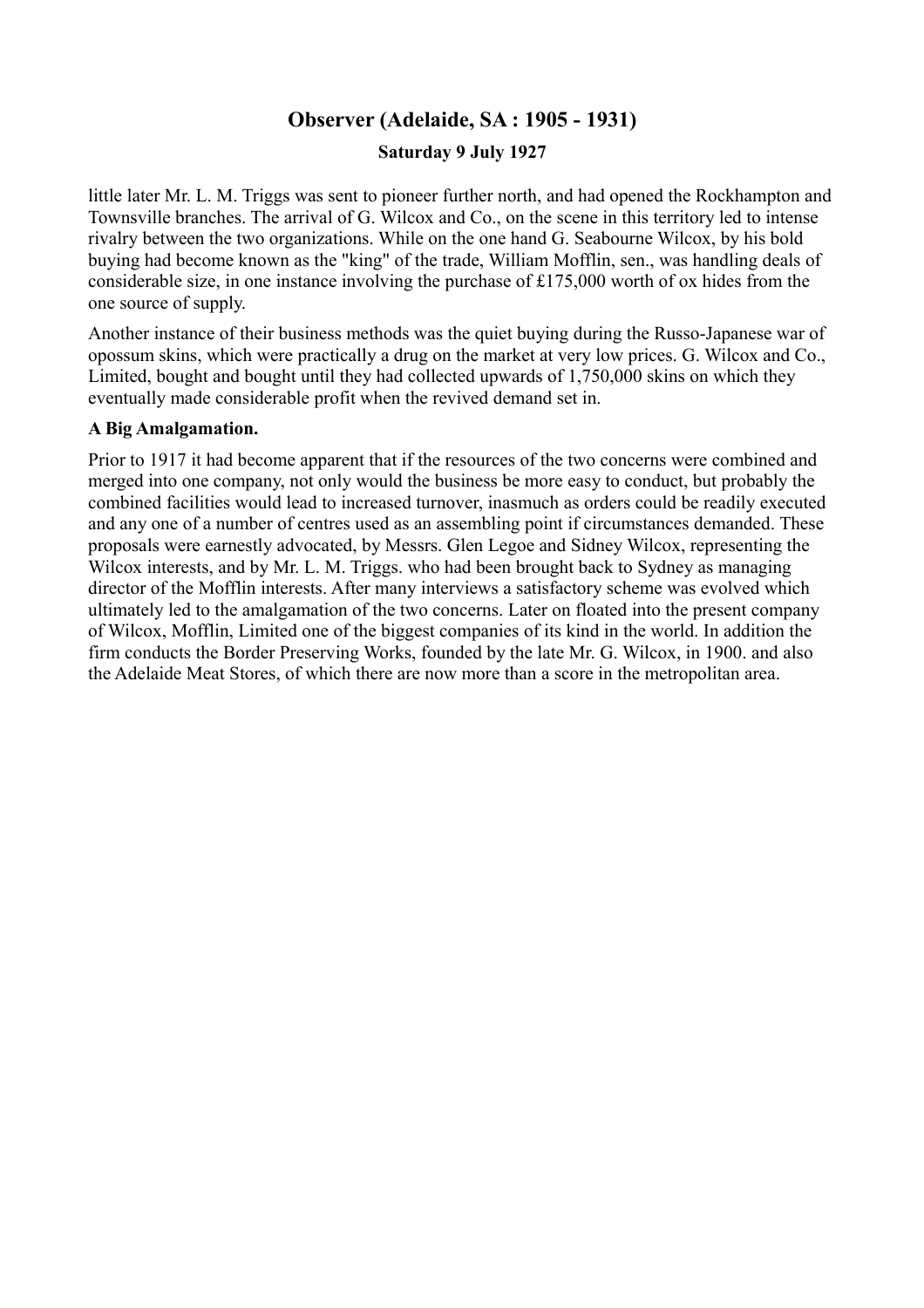# Observer (Adelaide, SA : 1905 - 1931)

### Saturday 9 July 1927

little later Mr. L. M. Triggs was sent to pioneer further north, and had opened the Rockhampton and Townsville branches. The arrival of G. Wilcox and Co., on the scene in this territory led to intense rivalry between the two organizations. While on the one hand G. Seabourne Wilcox, by his bold buying had become known as the "king" of the trade, William Mofflin, sen., was handling deals of considerable size, in one instance involving the purchase of £175,000 worth of ox hides from the one source of supply.

Another instance of their business methods was the quiet buying during the Russo-Japanese war of opossum skins, which were practically a drug on the market at very low prices. G. Wilcox and Co., Limited, bought and bought until they had collected upwards of 1,750,000 skins on which they eventually made considerable profit when the revived demand set in.

**A Big Amalgamation.**

Prior to 1917 it had become apparent that if the resources of the two concerns were combined and merged into one company, not only would the business be more easy to conduct, but probably the combined facilities would lead to increased turnover, inasmuch as orders could be readily executed and any one of a number of centres used as an assembling point if circumstances demanded. These proposals were earnestly advocated, by Messrs. Glen Legoe and Sidney Wilcox, representing the Wilcox interests, and by Mr. L. M. Triggs. who had been brought back to Sydney as managing director of the Mofflin interests. After many interviews a satisfactory scheme was evolved which ultimately led to the amalgamation of the two concerns. Later on floated into the present company of Wilcox, Mofflin, Limited one of the biggest companies of its kind in the world. In addition the firm conducts the Border Preserving Works, founded by the late Mr. G. Wilcox, in 1900. and also the Adelaide Meat Stores, of which there are now more than a score in the metropolitan area.